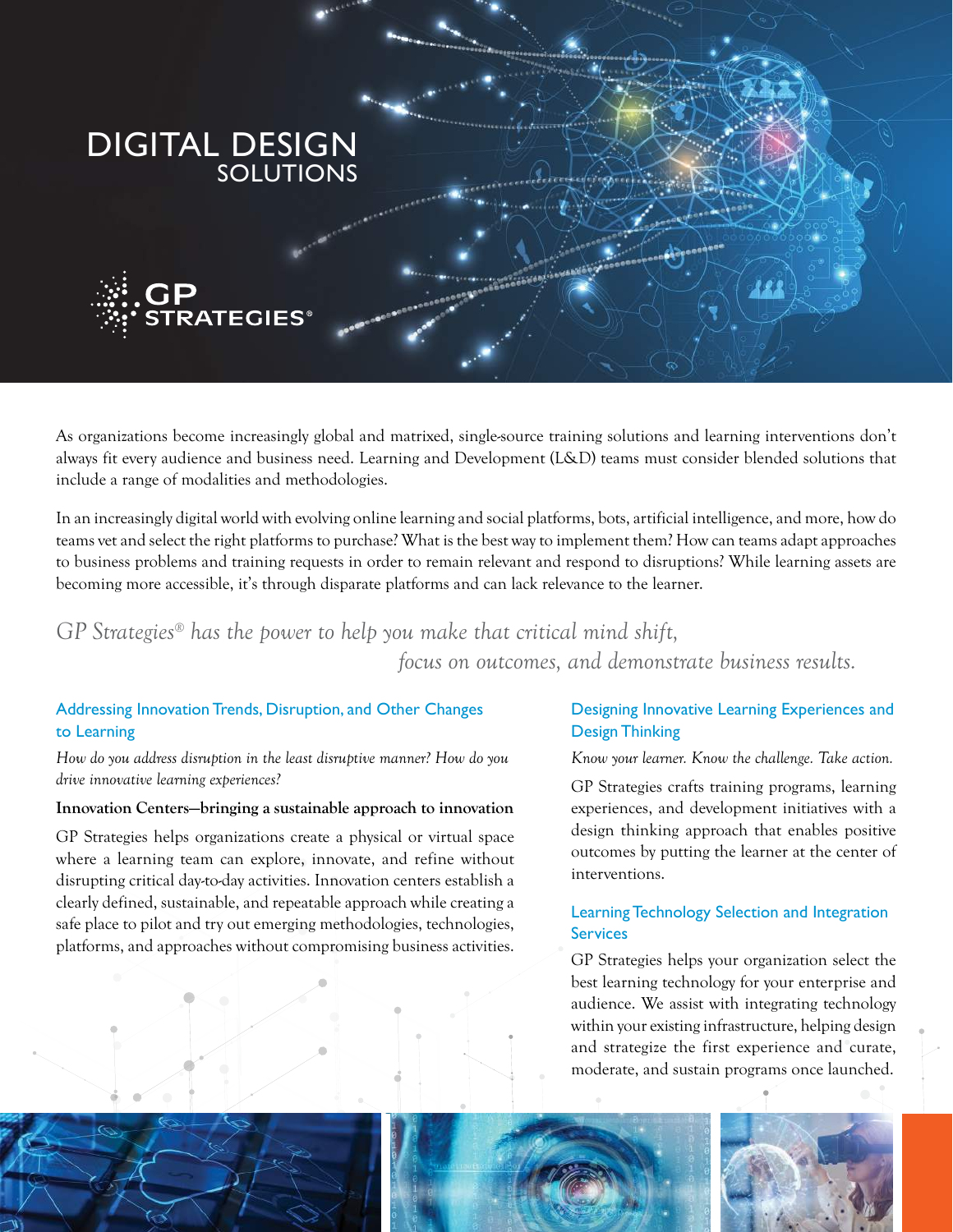# DIGITAL DESIGN SOLUTIONS

GP STRATEGIES®

As organizations become increasingly global and matrixed, single-source training solutions and learning interventions don't always fit every audience and business need. Learning and Development (L&D) teams must consider blended solutions that include a range of modalities and methodologies.

In an increasingly digital world with evolving online learning and social platforms, bots, artificial intelligence, and more, how do teams vet and select the right platforms to purchase? What is the best way to implement them? How can teams adapt approaches to business problems and training requests in order to remain relevant and respond to disruptions? While learning assets are becoming more accessible, it's through disparate platforms and can lack relevance to the learner.

*GP Strategies® has the power to help you make that critical mind shift, focus on outcomes, and demonstrate business results.*

## Addressing Innovation Trends, Disruption, and Other Changes to Learning

*How do you address disruption in the least disruptive manner? How do you drive innovative learning experiences?*

**Innovation Centers—bringing a sustainable approach to innovation**

GP Strategies helps organizations create a physical or virtual space where a learning team can explore, innovate, and refine without disrupting critical day-to-day activities. Innovation centers establish a clearly defined, sustainable, and repeatable approach while creating a safe place to pilot and try out emerging methodologies, technologies, platforms, and approaches without compromising business activities.

## Designing Innovative Learning Experiences and Design Thinking

*Know your learner. Know the challenge. Take action.*

GP Strategies crafts training programs, learning experiences, and development initiatives with a design thinking approach that enables positive outcomes by putting the learner at the center of interventions.

## Learning Technology Selection and Integration Services

GP Strategies helps your organization select the best learning technology for your enterprise and audience. We assist with integrating technology within your existing infrastructure, helping design and strategize the first experience and curate, moderate, and sustain programs once launched.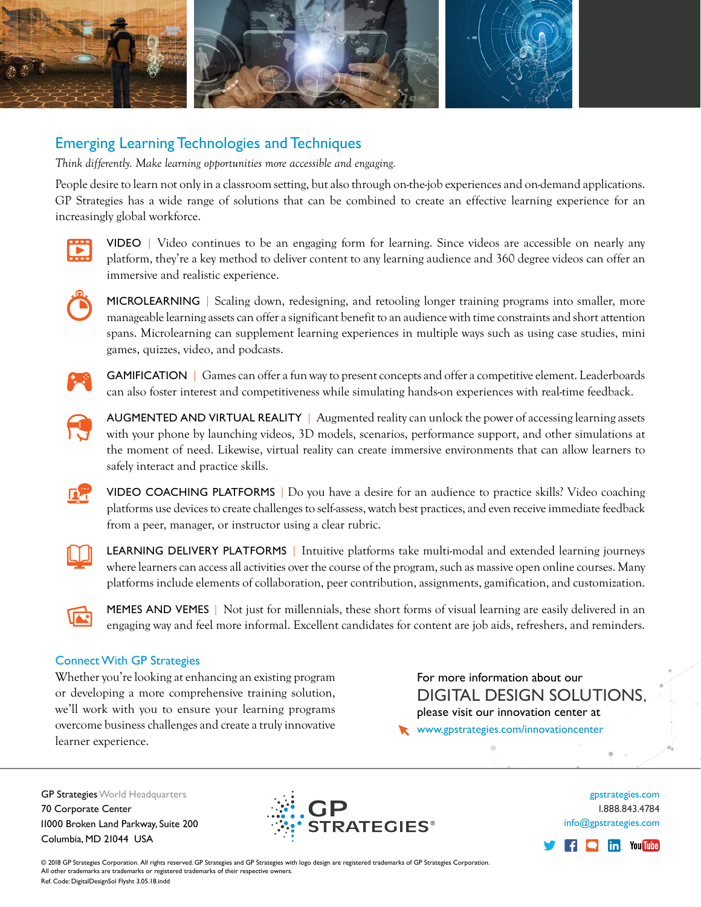## Emerging Learning Technologies and Techniques

*Think differently. Make learning opportunities more accessible and engaging.*

People desire to learn not only in a classroom setting, but also through on-the-job experiences and on-demand applications. GP Strategies has a wide range of solutions that can be combined to create an effective learning experience for an increasingly global workforce.

**VIDEO** | Video continues to be an engaging form for learning. Since videos are accessible on nearly any platform, they're a key method to deliver content to any learning audience and 360 degree videos can offer an immersive and realistic experience.

**MICROLEARNING** | Scaling down, redesigning, and retooling longer training programs into smaller, more manageable learning assets can offer a significant benefit to an audience with time constraints and short attention spans. Microlearning can supplement learning experiences in multiple ways such as using case studies, mini games, quizzes, video, and podcasts.

**GAMIFICATION** | Games can offer a fun way to present concepts and offer a competitive element. Leaderboards can also foster interest and competitiveness while simulating hands-on experiences with real-time feedback.

**AUGMENTED AND VIRTUAL REALITY** | Augmented reality can unlock the power of accessing learning assets with your phone by launching videos, 3D models, scenarios, performance support, and other simulations at the moment of need. Likewise, virtual reality can create immersive environments that can allow learners to safely interact and practice skills.

**VIDEO COACHING PLATFORMS** | Do you have a desire for an audience to practice skills? Video coaching platforms use devices to create challenges to self-assess, watch best practices, and even receive immediate feedback from a peer, manager, or instructor using a clear rubric.

**LEARNING DELIVERY PLATFORMS** | Intuitive platforms take multi-modal and extended learning journeys where learners can access all activities over the course of the program, such as massive open online courses. Many platforms include elements of collaboration, peer contribution, assignments, gamification, and customization.

**MEMES AND VEMES** | Not just for millennials, these short forms of visual learning are easily delivered in an engaging way and feel more informal. Excellent candidates for content are job aids, refreshers, and reminders.

### Connect With GP Strategies

Whether you're looking at enhancing an existing program or developing a more comprehensive training solution, we'll work with you to ensure your learning programs overcome business challenges and create a truly innovative learner experience.

For more information about our
DIGITAL DESIGN SOLUTIONS,
please visit our innovation center at
www.gpstrategies.com/innovationcenter

GP Strategies World Headquarters
70 Corporate Center
11000 Broken Land Parkway, Suite 200
Columbia, MD 21044 USA

GP STRATEGIES®

gpstrategies.com
1.888.843.4784
info@gpstrategies.com

© 2018 GP Strategies Corporation. All rights reserved. GP Strategies and GP Strategies with logo design are registered trademarks of GP Strategies Corporation.
All other trademarks are trademarks or registered trademarks of their respective owners.
Ref. Code: DigitalDesignSol Flysht 3.05.18.indd